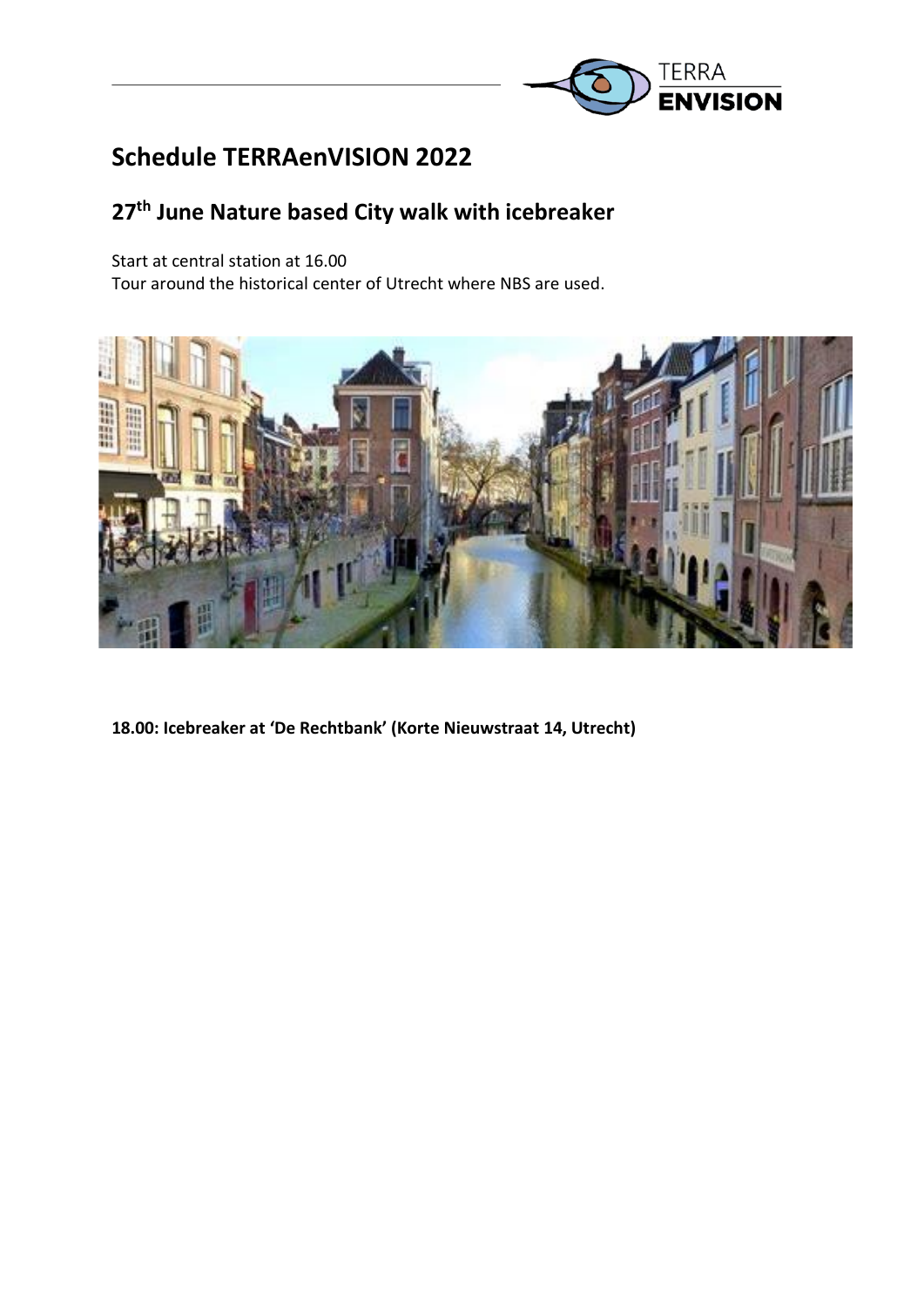# Schedule TERRAenVISION 2022

## 27th June Nature based City walk with icebreaker

Start at central station at 16.00
Tour around the historical center of Utrecht where NBS are used.

**18.00: Icebreaker at 'De Rechtbank' (Korte Nieuwstraat 14, Utrecht)**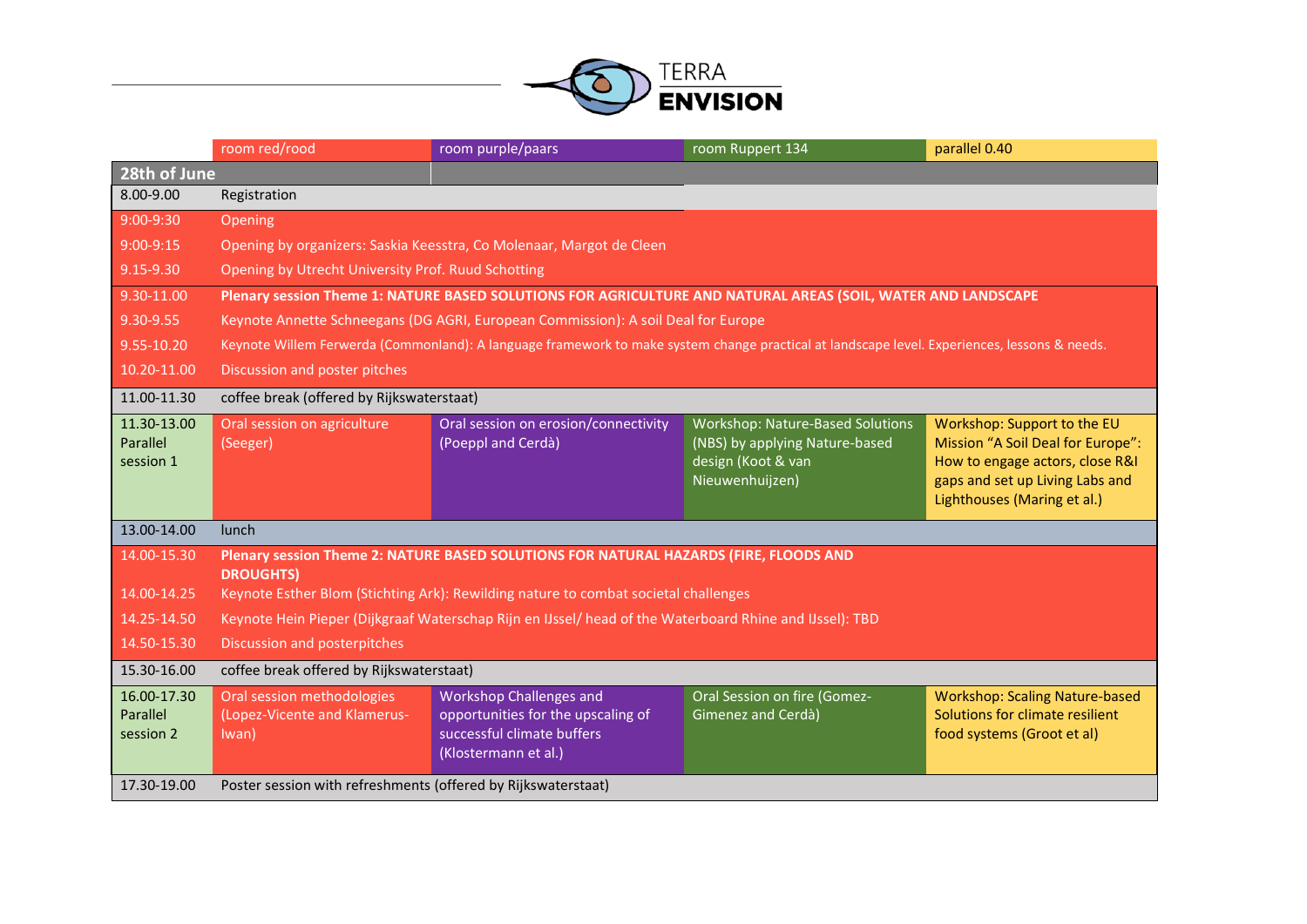| | room red/rood | room purple/paars | room Ruppert 134 | parallel 0.40 |
|---|---|---|---|---|
| **28th of June** | | | | |
| 8.00-9.00 | Registration | | | |
| 9:00-9:30 | Opening | | | |
| 9:00-9:15 | Opening by organizers: Saskia Keesstra, Co Molenaar, Margot de Cleen | | | |
| 9.15-9.30 | Opening by Utrecht University Prof. Ruud Schotting | | | |
| 9.30-11.00 | **Plenary session Theme 1: NATURE BASED SOLUTIONS FOR AGRICULTURE AND NATURAL AREAS (SOIL, WATER AND LANDSCAPE** | | | |
| 9.30-9.55 | Keynote Annette Schneegans (DG AGRI, European Commission): A soil Deal for Europe | | | |
| 9.55-10.20 | Keynote Willem Ferwerda (Commonland): A language framework to make system change practical at landscape level. Experiences, lessons & needs. | | | |
| 10.20-11.00 | Discussion and poster pitches | | | |
| 11.00-11.30 | coffee break (offered by Rijkswaterstaat) | | | |
| 11.30-13.00 Parallel session 1 | Oral session on agriculture (Seeger) | Oral session on erosion/connectivity (Poeppl and Cerdà) | Workshop: Nature-Based Solutions (NBS) by applying Nature-based design (Koot & van Nieuwenhuijzen) | Workshop: Support to the EU Mission "A Soil Deal for Europe": How to engage actors, close R&I gaps and set up Living Labs and Lighthouses (Maring et al.) |
| 13.00-14.00 | lunch | | | |
| 14.00-15.30 | **Plenary session Theme 2: NATURE BASED SOLUTIONS FOR NATURAL HAZARDS (FIRE, FLOODS AND DROUGHTS)** | | | |
| 14.00-14.25 | Keynote Esther Blom (Stichting Ark): Rewilding nature to combat societal challenges | | | |
| 14.25-14.50 | Keynote Hein Pieper (Dijkgraaf Waterschap Rijn en IJssel/ head of the Waterboard Rhine and IJssel): TBD | | | |
| 14.50-15.30 | Discussion and posterpitches | | | |
| 15.30-16.00 | coffee break offered by Rijkswaterstaat) | | | |
| 16.00-17.30 Parallel session 2 | Oral session methodologies (Lopez-Vicente and Klamerus-Iwan) | Workshop Challenges and opportunities for the upscaling of successful climate buffers (Klostermann et al.) | Oral Session on fire (Gomez-Gimenez and Cerdà) | Workshop: Scaling Nature-based Solutions for climate resilient food systems (Groot et al) |
| 17.30-19.00 | Poster session with refreshments (offered by Rijkswaterstaat) | | | |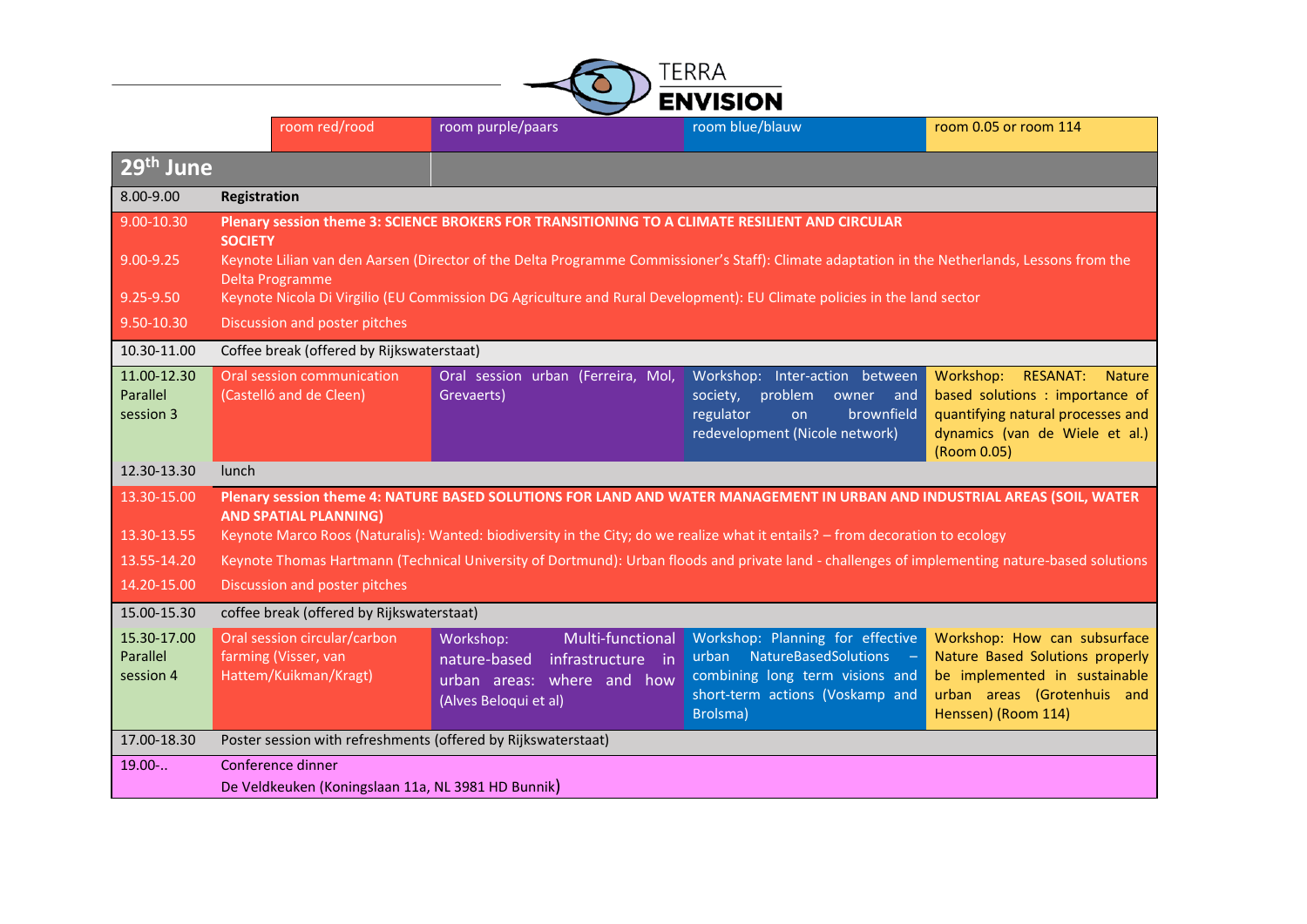TERRA ENVISION

| | room red/rood | room purple/paars | room blue/blauw | room 0.05 or room 114 |
|---|---|---|---|---|
| **29th June** | | | | |
| 8.00-9.00 | **Registration** | | | |
| 9.00-10.30 | **Plenary session theme 3: SCIENCE BROKERS FOR TRANSITIONING TO A CLIMATE RESILIENT AND CIRCULAR SOCIETY** | | | |
| 9.00-9.25 | Keynote Lilian van den Aarsen (Director of the Delta Programme Commissioner's Staff): Climate adaptation in the Netherlands, Lessons from the Delta Programme | | | |
| 9.25-9.50 | Keynote Nicola Di Virgilio (EU Commission DG Agriculture and Rural Development): EU Climate policies in the land sector | | | |
| 9.50-10.30 | Discussion and poster pitches | | | |
| 10.30-11.00 | Coffee break (offered by Rijkswaterstaat) | | | |
| 11.00-12.30 Parallel session 3 | Oral session communication (Castelló and de Cleen) | Oral session urban (Ferreira, Mol, Grevaerts) | Workshop: Inter-action between society, problem owner and regulator on brownfield redevelopment (Nicole network) | Workshop: RESANAT: Nature based solutions : importance of quantifying natural processes and dynamics (van de Wiele et al.) (Room 0.05) |
| 12.30-13.30 | lunch | | | |
| 13.30-15.00 | **Plenary session theme 4: NATURE BASED SOLUTIONS FOR LAND AND WATER MANAGEMENT IN URBAN AND INDUSTRIAL AREAS (SOIL, WATER AND SPATIAL PLANNING)** | | | |
| 13.30-13.55 | Keynote Marco Roos (Naturalis): Wanted: biodiversity in the City; do we realize what it entails? – from decoration to ecology | | | |
| 13.55-14.20 | Keynote Thomas Hartmann (Technical University of Dortmund): Urban floods and private land - challenges of implementing nature-based solutions | | | |
| 14.20-15.00 | Discussion and poster pitches | | | |
| 15.00-15.30 | coffee break (offered by Rijkswaterstaat) | | | |
| 15.30-17.00 Parallel session 4 | Oral session circular/carbon farming (Visser, van Hattem/Kuikman/Kragt) | Workshop: Multi-functional nature-based infrastructure in urban areas: where and how (Alves Beloqui et al) | Workshop: Planning for effective urban NatureBasedSolutions – combining long term visions and short-term actions (Voskamp and Brolsma) | Workshop: How can subsurface Nature Based Solutions properly be implemented in sustainable urban areas (Grotenhuis and Henssen) (Room 114) |
| 17.00-18.30 | Poster session with refreshments (offered by Rijkswaterstaat) | | | |
| 19.00-.. | Conference dinner<br>De Veldkeuken (Koningslaan 11a, NL 3981 HD Bunnik) | | | |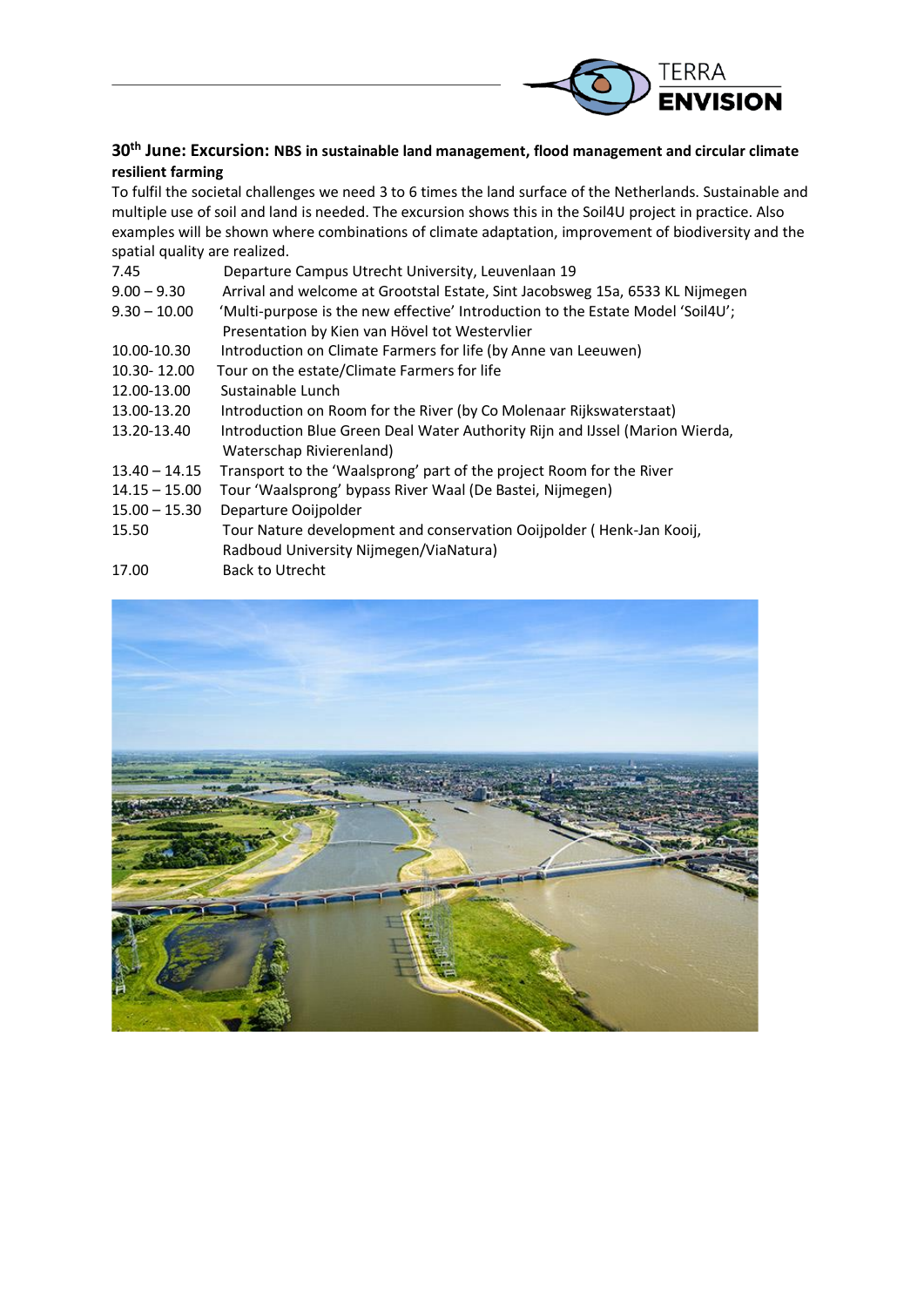## 30th June: Excursion: NBS in sustainable land management, flood management and circular climate resilient farming

To fulfil the societal challenges we need 3 to 6 times the land surface of the Netherlands. Sustainable and multiple use of soil and land is needed. The excursion shows this in the Soil4U project in practice. Also examples will be shown where combinations of climate adaptation, improvement of biodiversity and the spatial quality are realized.

| | |
|---|---|
| 7.45 | Departure Campus Utrecht University, Leuvenlaan 19 |
| 9.00 – 9.30 | Arrival and welcome at Grootstal Estate, Sint Jacobsweg 15a, 6533 KL Nijmegen |
| 9.30 – 10.00 | 'Multi-purpose is the new effective' Introduction to the Estate Model 'Soil4U'; Presentation by Kien van Hövel tot Westervlier |
| 10.00-10.30 | Introduction on Climate Farmers for life (by Anne van Leeuwen) |
| 10.30- 12.00 | Tour on the estate/Climate Farmers for life |
| 12.00-13.00 | Sustainable Lunch |
| 13.00-13.20 | Introduction on Room for the River (by Co Molenaar Rijkswaterstaat) |
| 13.20-13.40 | Introduction Blue Green Deal Water Authority Rijn and IJssel (Marion Wierda, Waterschap Rivierenland) |
| 13.40 – 14.15 | Transport to the 'Waalsprong' part of the project Room for the River |
| 14.15 – 15.00 | Tour 'Waalsprong' bypass River Waal (De Bastei, Nijmegen) |
| 15.00 – 15.30 | Departure Ooijpolder |
| 15.50 | Tour Nature development and conservation Ooijpolder ( Henk-Jan Kooij, Radboud University Nijmegen/ViaNatura) |
| 17.00 | Back to Utrecht |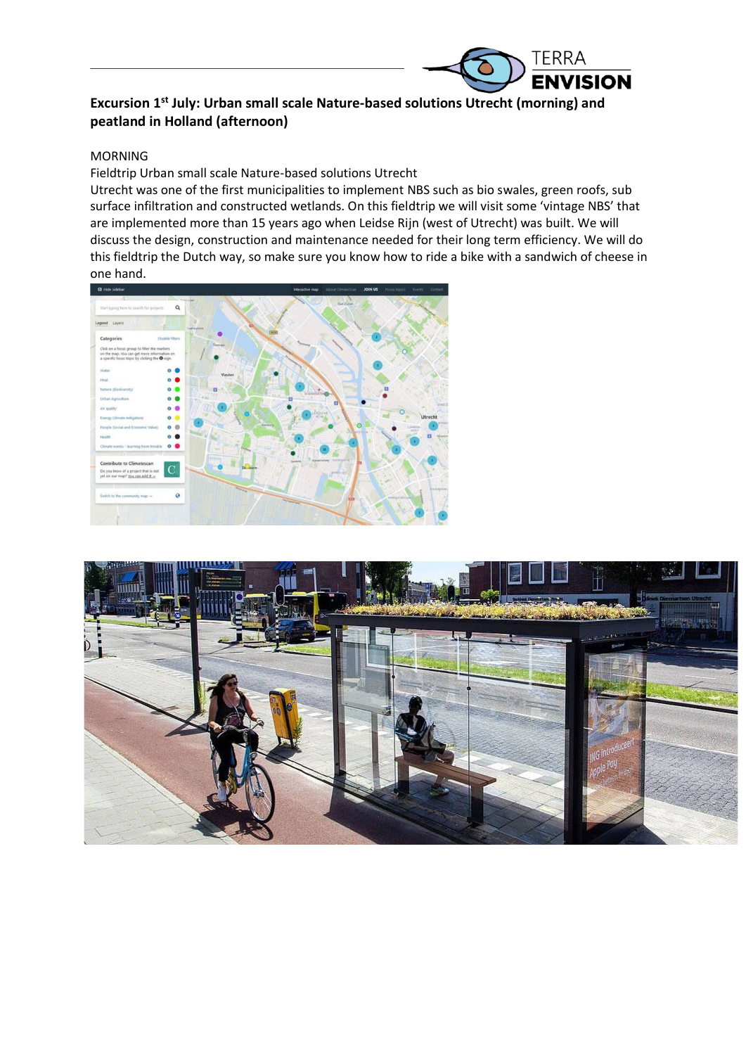**Excursion 1st July: Urban small scale Nature-based solutions Utrecht (morning) and peatland in Holland (afternoon)**

MORNING

Fieldtrip Urban small scale Nature-based solutions Utrecht

Utrecht was one of the first municipalities to implement NBS such as bio swales, green roofs, sub surface infiltration and constructed wetlands. On this fieldtrip we will visit some 'vintage NBS' that are implemented more than 15 years ago when Leidse Rijn (west of Utrecht) was built. We will discuss the design, construction and maintenance needed for their long term efficiency. We will do this fieldtrip the Dutch way, so make sure you know how to ride a bike with a sandwich of cheese in one hand.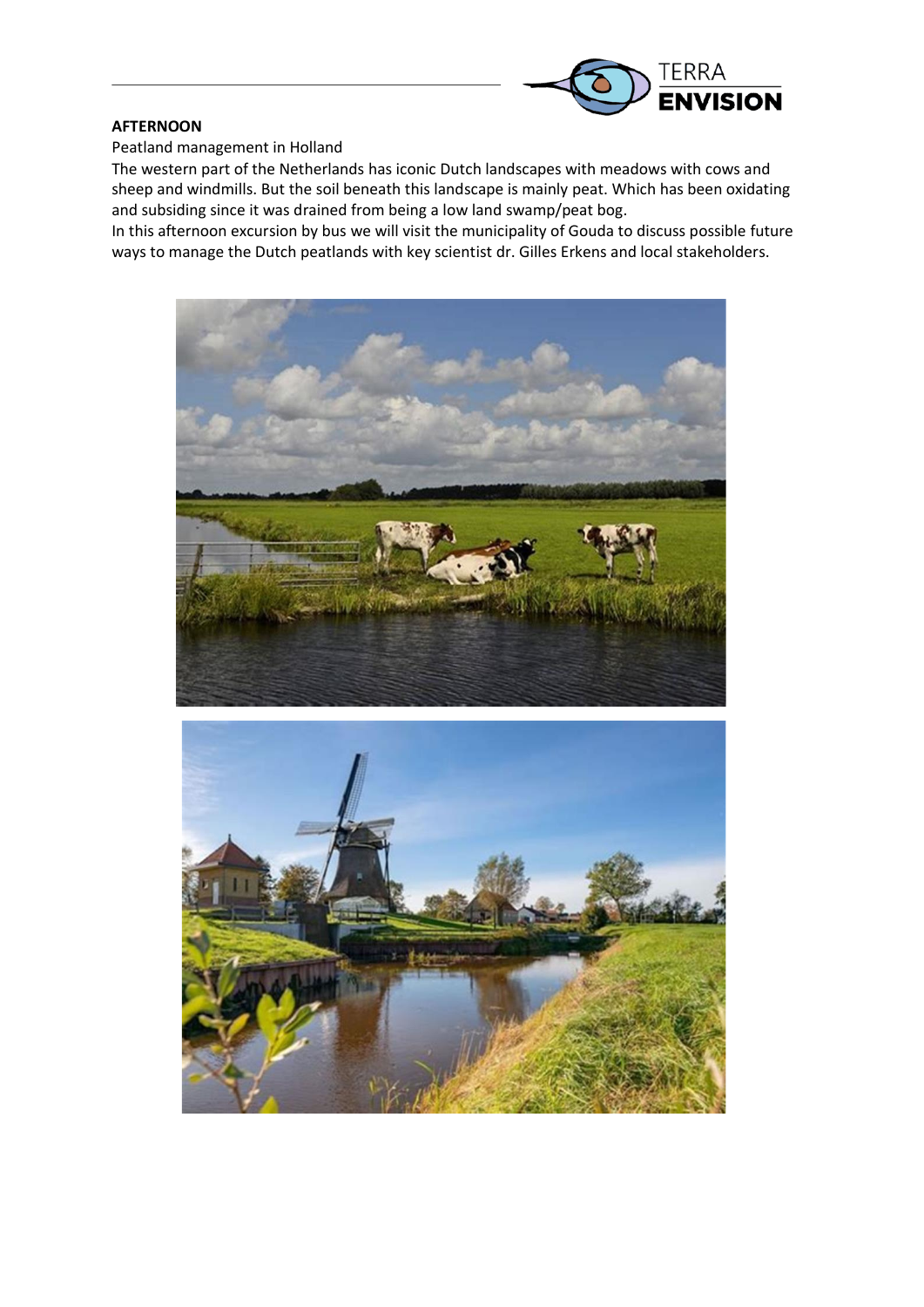**AFTERNOON**

Peatland management in Holland

The western part of the Netherlands has iconic Dutch landscapes with meadows with cows and sheep and windmills. But the soil beneath this landscape is mainly peat. Which has been oxidating and subsiding since it was drained from being a low land swamp/peat bog.

In this afternoon excursion by bus we will visit the municipality of Gouda to discuss possible future ways to manage the Dutch peatlands with key scientist dr. Gilles Erkens and local stakeholders.